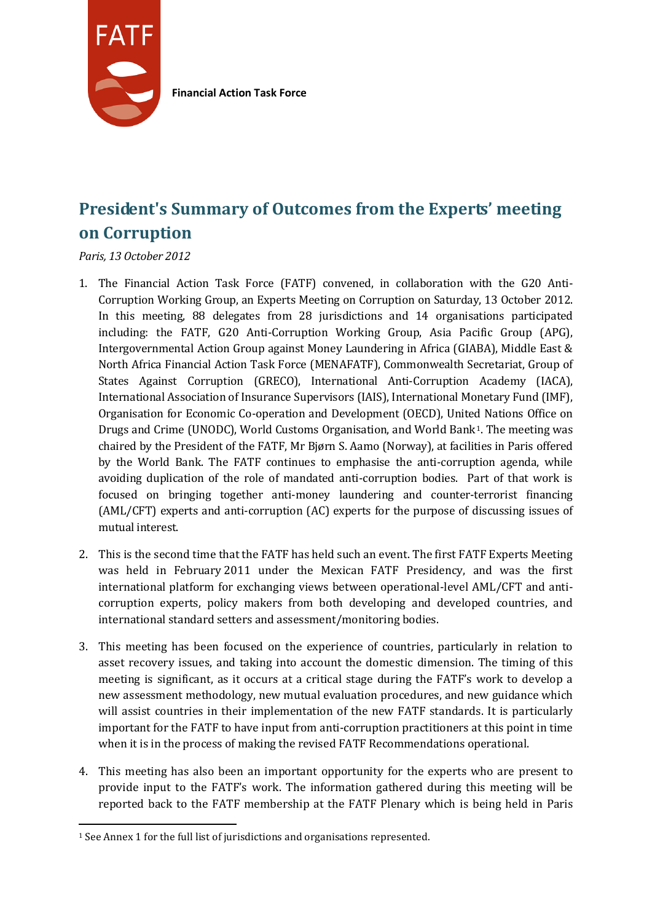FATF

Financial Action Task Force

# President's Summary of Outcomes from the Experts' meeting on Corruption

*Paris, 13 October 2012*

1. The Financial Action Task Force (FATF) convened, in collaboration with the G20 Anti-Corruption Working Group, an Experts Meeting on Corruption on Saturday, 13 October 2012. In this meeting, 88 delegates from 28 jurisdictions and 14 organisations participated including: the FATF, G20 Anti-Corruption Working Group, Asia Pacific Group (APG), Intergovernmental Action Group against Money Laundering in Africa (GIABA), Middle East & North Africa Financial Action Task Force (MENAFATF), Commonwealth Secretariat, Group of States Against Corruption (GRECO), International Anti-Corruption Academy (IACA), International Association of Insurance Supervisors (IAIS), International Monetary Fund (IMF), Organisation for Economic Co-operation and Development (OECD), United Nations Office on Drugs and Crime (UNODC), World Customs Organisation, and World Bank[1]. The meeting was chaired by the President of the FATF, Mr Bjørn S. Aamo (Norway), at facilities in Paris offered by the World Bank. The FATF continues to emphasise the anti-corruption agenda, while avoiding duplication of the role of mandated anti-corruption bodies. Part of that work is focused on bringing together anti-money laundering and counter-terrorist financing (AML/CFT) experts and anti-corruption (AC) experts for the purpose of discussing issues of mutual interest.

2. This is the second time that the FATF has held such an event. The first FATF Experts Meeting was held in February 2011 under the Mexican FATF Presidency, and was the first international platform for exchanging views between operational-level AML/CFT and anti-corruption experts, policy makers from both developing and developed countries, and international standard setters and assessment/monitoring bodies.

3. This meeting has been focused on the experience of countries, particularly in relation to asset recovery issues, and taking into account the domestic dimension. The timing of this meeting is significant, as it occurs at a critical stage during the FATF's work to develop a new assessment methodology, new mutual evaluation procedures, and new guidance which will assist countries in their implementation of the new FATF standards. It is particularly important for the FATF to have input from anti-corruption practitioners at this point in time when it is in the process of making the revised FATF Recommendations operational.

4. This meeting has also been an important opportunity for the experts who are present to provide input to the FATF's work. The information gathered during this meeting will be reported back to the FATF membership at the FATF Plenary which is being held in Paris

[1] See Annex 1 for the full list of jurisdictions and organisations represented.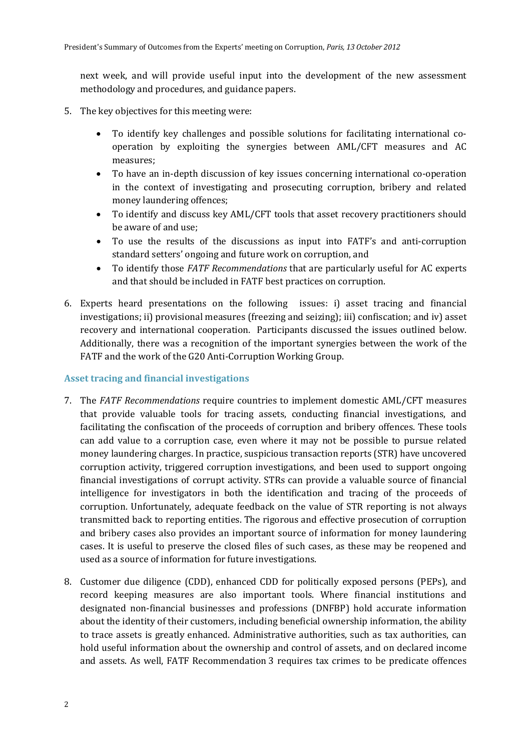next week, and will provide useful input into the development of the new assessment methodology and procedures, and guidance papers.

5. The key objectives for this meeting were:

   - To identify key challenges and possible solutions for facilitating international co-operation by exploiting the synergies between AML/CFT measures and AC measures;
   - To have an in-depth discussion of key issues concerning international co-operation in the context of investigating and prosecuting corruption, bribery and related money laundering offences;
   - To identify and discuss key AML/CFT tools that asset recovery practitioners should be aware of and use;
   - To use the results of the discussions as input into FATF's and anti-corruption standard setters' ongoing and future work on corruption, and
   - To identify those *FATF Recommendations* that are particularly useful for AC experts and that should be included in FATF best practices on corruption.

6. Experts heard presentations on the following issues: i) asset tracing and financial investigations; ii) provisional measures (freezing and seizing); iii) confiscation; and iv) asset recovery and international cooperation. Participants discussed the issues outlined below. Additionally, there was a recognition of the important synergies between the work of the FATF and the work of the G20 Anti-Corruption Working Group.

## Asset tracing and financial investigations

7. The *FATF Recommendations* require countries to implement domestic AML/CFT measures that provide valuable tools for tracing assets, conducting financial investigations, and facilitating the confiscation of the proceeds of corruption and bribery offences. These tools can add value to a corruption case, even where it may not be possible to pursue related money laundering charges. In practice, suspicious transaction reports (STR) have uncovered corruption activity, triggered corruption investigations, and been used to support ongoing financial investigations of corrupt activity. STRs can provide a valuable source of financial intelligence for investigators in both the identification and tracing of the proceeds of corruption. Unfortunately, adequate feedback on the value of STR reporting is not always transmitted back to reporting entities. The rigorous and effective prosecution of corruption and bribery cases also provides an important source of information for money laundering cases. It is useful to preserve the closed files of such cases, as these may be reopened and used as a source of information for future investigations.

8. Customer due diligence (CDD), enhanced CDD for politically exposed persons (PEPs), and record keeping measures are also important tools. Where financial institutions and designated non-financial businesses and professions (DNFBP) hold accurate information about the identity of their customers, including beneficial ownership information, the ability to trace assets is greatly enhanced. Administrative authorities, such as tax authorities, can hold useful information about the ownership and control of assets, and on declared income and assets. As well, FATF Recommendation 3 requires tax crimes to be predicate offences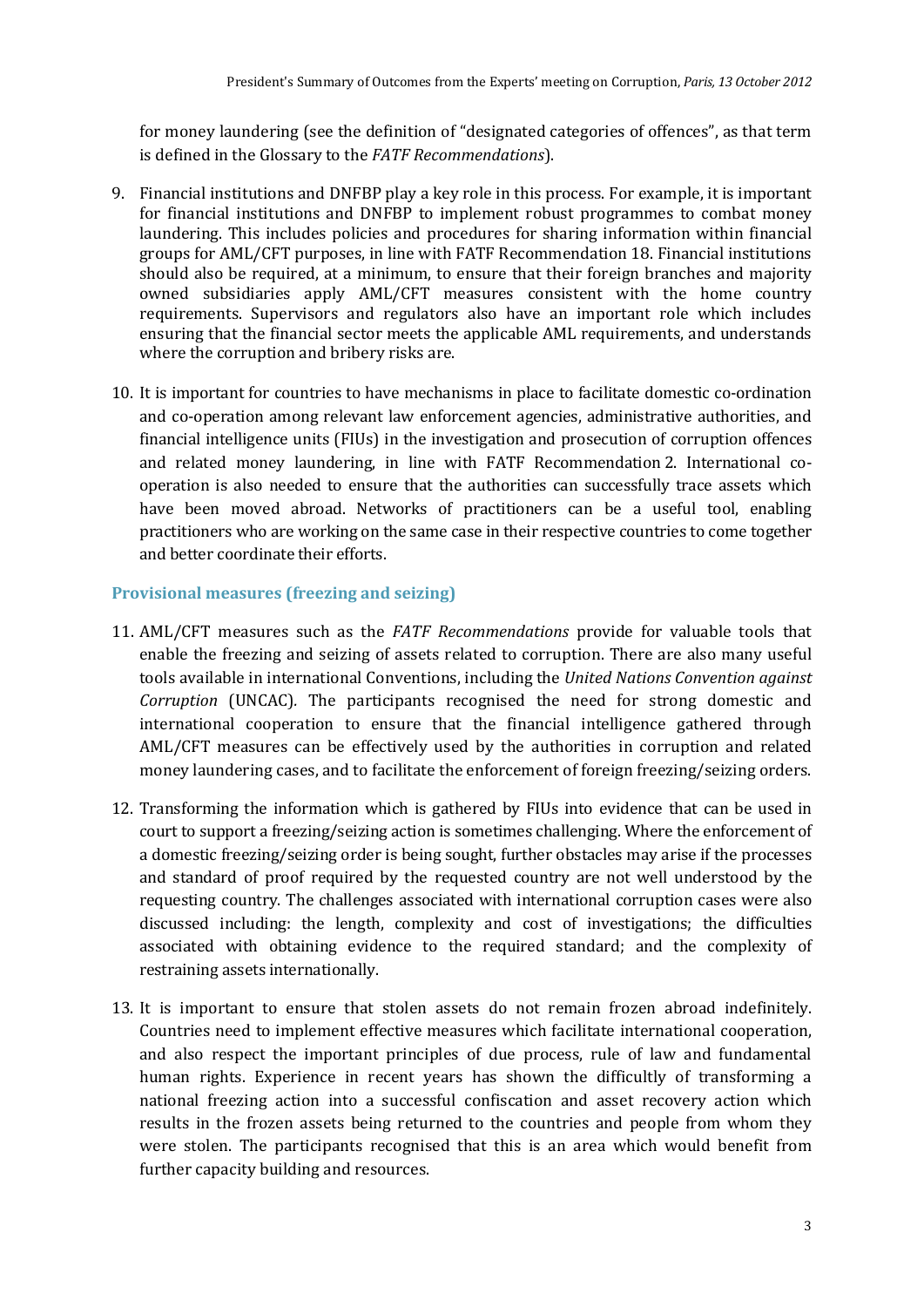for money laundering (see the definition of "designated categories of offences", as that term is defined in the Glossary to the *FATF Recommendations*).

9. Financial institutions and DNFBP play a key role in this process. For example, it is important for financial institutions and DNFBP to implement robust programmes to combat money laundering. This includes policies and procedures for sharing information within financial groups for AML/CFT purposes, in line with FATF Recommendation 18. Financial institutions should also be required, at a minimum, to ensure that their foreign branches and majority owned subsidiaries apply AML/CFT measures consistent with the home country requirements. Supervisors and regulators also have an important role which includes ensuring that the financial sector meets the applicable AML requirements, and understands where the corruption and bribery risks are.

10. It is important for countries to have mechanisms in place to facilitate domestic co-ordination and co-operation among relevant law enforcement agencies, administrative authorities, and financial intelligence units (FIUs) in the investigation and prosecution of corruption offences and related money laundering, in line with FATF Recommendation 2. International co-operation is also needed to ensure that the authorities can successfully trace assets which have been moved abroad. Networks of practitioners can be a useful tool, enabling practitioners who are working on the same case in their respective countries to come together and better coordinate their efforts.

### Provisional measures (freezing and seizing)

11. AML/CFT measures such as the *FATF Recommendations* provide for valuable tools that enable the freezing and seizing of assets related to corruption. There are also many useful tools available in international Conventions, including the *United Nations Convention against Corruption* (UNCAC). The participants recognised the need for strong domestic and international cooperation to ensure that the financial intelligence gathered through AML/CFT measures can be effectively used by the authorities in corruption and related money laundering cases, and to facilitate the enforcement of foreign freezing/seizing orders.

12. Transforming the information which is gathered by FIUs into evidence that can be used in court to support a freezing/seizing action is sometimes challenging. Where the enforcement of a domestic freezing/seizing order is being sought, further obstacles may arise if the processes and standard of proof required by the requested country are not well understood by the requesting country. The challenges associated with international corruption cases were also discussed including: the length, complexity and cost of investigations; the difficulties associated with obtaining evidence to the required standard; and the complexity of restraining assets internationally.

13. It is important to ensure that stolen assets do not remain frozen abroad indefinitely. Countries need to implement effective measures which facilitate international cooperation, and also respect the important principles of due process, rule of law and fundamental human rights. Experience in recent years has shown the difficultly of transforming a national freezing action into a successful confiscation and asset recovery action which results in the frozen assets being returned to the countries and people from whom they were stolen. The participants recognised that this is an area which would benefit from further capacity building and resources.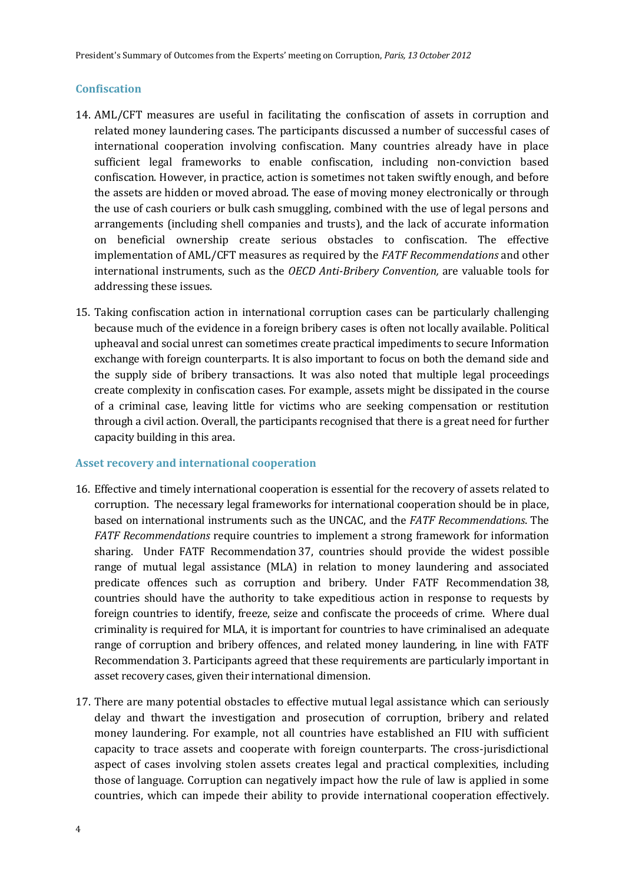## Confiscation

14. AML/CFT measures are useful in facilitating the confiscation of assets in corruption and related money laundering cases. The participants discussed a number of successful cases of international cooperation involving confiscation. Many countries already have in place sufficient legal frameworks to enable confiscation, including non-conviction based confiscation. However, in practice, action is sometimes not taken swiftly enough, and before the assets are hidden or moved abroad. The ease of moving money electronically or through the use of cash couriers or bulk cash smuggling, combined with the use of legal persons and arrangements (including shell companies and trusts), and the lack of accurate information on beneficial ownership create serious obstacles to confiscation. The effective implementation of AML/CFT measures as required by the *FATF Recommendations* and other international instruments, such as the *OECD Anti-Bribery Convention,* are valuable tools for addressing these issues.

15. Taking confiscation action in international corruption cases can be particularly challenging because much of the evidence in a foreign bribery cases is often not locally available. Political upheaval and social unrest can sometimes create practical impediments to secure Information exchange with foreign counterparts. It is also important to focus on both the demand side and the supply side of bribery transactions. It was also noted that multiple legal proceedings create complexity in confiscation cases. For example, assets might be dissipated in the course of a criminal case, leaving little for victims who are seeking compensation or restitution through a civil action. Overall, the participants recognised that there is a great need for further capacity building in this area.

## Asset recovery and international cooperation

16. Effective and timely international cooperation is essential for the recovery of assets related to corruption. The necessary legal frameworks for international cooperation should be in place, based on international instruments such as the UNCAC, and the *FATF Recommendations*. The *FATF Recommendations* require countries to implement a strong framework for information sharing. Under FATF Recommendation 37, countries should provide the widest possible range of mutual legal assistance (MLA) in relation to money laundering and associated predicate offences such as corruption and bribery. Under FATF Recommendation 38, countries should have the authority to take expeditious action in response to requests by foreign countries to identify, freeze, seize and confiscate the proceeds of crime. Where dual criminality is required for MLA, it is important for countries to have criminalised an adequate range of corruption and bribery offences, and related money laundering, in line with FATF Recommendation 3. Participants agreed that these requirements are particularly important in asset recovery cases, given their international dimension.

17. There are many potential obstacles to effective mutual legal assistance which can seriously delay and thwart the investigation and prosecution of corruption, bribery and related money laundering. For example, not all countries have established an FIU with sufficient capacity to trace assets and cooperate with foreign counterparts. The cross-jurisdictional aspect of cases involving stolen assets creates legal and practical complexities, including those of language. Corruption can negatively impact how the rule of law is applied in some countries, which can impede their ability to provide international cooperation effectively.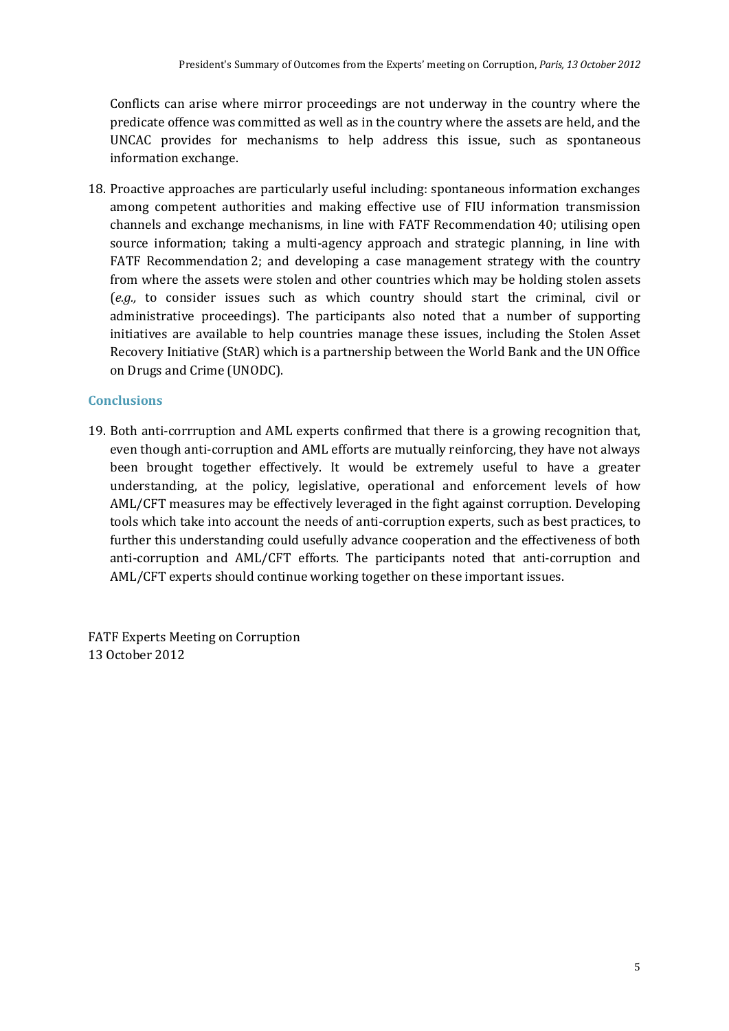Conflicts can arise where mirror proceedings are not underway in the country where the predicate offence was committed as well as in the country where the assets are held, and the UNCAC provides for mechanisms to help address this issue, such as spontaneous information exchange.

18. Proactive approaches are particularly useful including: spontaneous information exchanges among competent authorities and making effective use of FIU information transmission channels and exchange mechanisms, in line with FATF Recommendation 40; utilising open source information; taking a multi-agency approach and strategic planning, in line with FATF Recommendation 2; and developing a case management strategy with the country from where the assets were stolen and other countries which may be holding stolen assets (*e.g.,* to consider issues such as which country should start the criminal, civil or administrative proceedings). The participants also noted that a number of supporting initiatives are available to help countries manage these issues, including the Stolen Asset Recovery Initiative (StAR) which is a partnership between the World Bank and the UN Office on Drugs and Crime (UNODC).

## Conclusions

19. Both anti-corrruption and AML experts confirmed that there is a growing recognition that, even though anti-corruption and AML efforts are mutually reinforcing, they have not always been brought together effectively. It would be extremely useful to have a greater understanding, at the policy, legislative, operational and enforcement levels of how AML/CFT measures may be effectively leveraged in the fight against corruption. Developing tools which take into account the needs of anti-corruption experts, such as best practices, to further this understanding could usefully advance cooperation and the effectiveness of both anti-corruption and AML/CFT efforts. The participants noted that anti-corruption and AML/CFT experts should continue working together on these important issues.

FATF Experts Meeting on Corruption
13 October 2012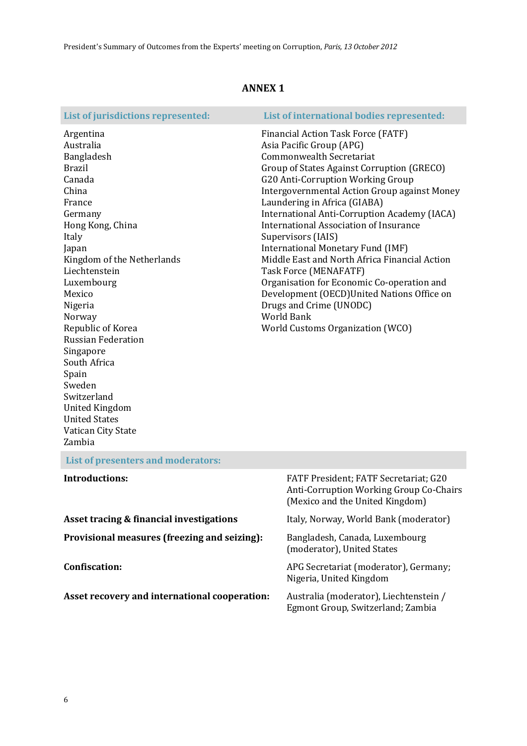# ANNEX 1

| List of jurisdictions represented: | List of international bodies represented: |
|---|---|
| Argentina | Financial Action Task Force (FATF) |
| Australia | Asia Pacific Group (APG) |
| Bangladesh | Commonwealth Secretariat |
| Brazil | Group of States Against Corruption (GRECO) |
| Canada | G20 Anti-Corruption Working Group |
| China | Intergovernmental Action Group against Money Laundering in Africa (GIABA) |
| France | International Anti-Corruption Academy (IACA) |
| Germany | International Association of Insurance Supervisors (IAIS) |
| Hong Kong, China | International Monetary Fund (IMF) |
| Italy | Middle East and North Africa Financial Action Task Force (MENAFATF) |
| Japan | Organisation for Economic Co-operation and Development (OECD)United Nations Office on Drugs and Crime (UNODC) |
| Kingdom of the Netherlands | World Bank |
| Liechtenstein | World Customs Organization (WCO) |
| Luxembourg | |
| Mexico | |
| Nigeria | |
| Norway | |
| Republic of Korea | |
| Russian Federation | |
| Singapore | |
| South Africa | |
| Spain | |
| Sweden | |
| Switzerland | |
| United Kingdom | |
| United States | |
| Vatican City State | |
| Zambia | |

## List of presenters and moderators:

| | |
|---|---|
| **Introductions:** | FATF President; FATF Secretariat; G20 Anti-Corruption Working Group Co-Chairs (Mexico and the United Kingdom) |
| **Asset tracing & financial investigations** | Italy, Norway, World Bank (moderator) |
| **Provisional measures (freezing and seizing):** | Bangladesh, Canada, Luxembourg (moderator), United States |
| **Confiscation:** | APG Secretariat (moderator), Germany; Nigeria, United Kingdom |
| **Asset recovery and international cooperation:** | Australia (moderator), Liechtenstein / Egmont Group, Switzerland; Zambia |